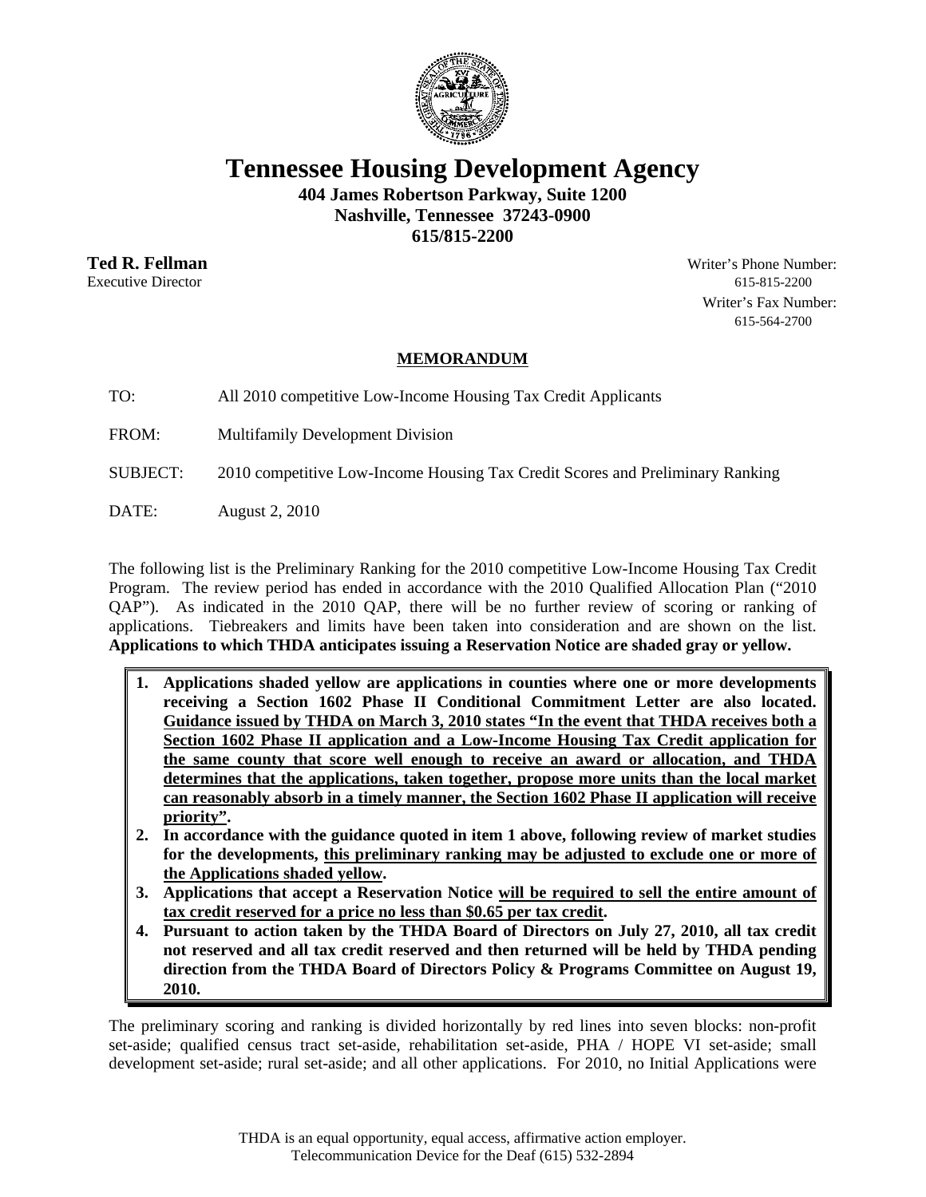# Tennessee Housing Development Agency

**404 James Robertson Parkway, Suite 1200**
**Nashville, Tennessee 37243-0900**
**615/815-2200**

**Ted R. Fellman**
Executive Director

Writer's Phone Number:
615-815-2200
Writer's Fax Number:
615-564-2700

## MEMORANDUM

TO: All 2010 competitive Low-Income Housing Tax Credit Applicants

FROM: Multifamily Development Division

SUBJECT: 2010 competitive Low-Income Housing Tax Credit Scores and Preliminary Ranking

DATE: August 2, 2010

The following list is the Preliminary Ranking for the 2010 competitive Low-Income Housing Tax Credit Program. The review period has ended in accordance with the 2010 Qualified Allocation Plan ("2010 QAP"). As indicated in the 2010 QAP, there will be no further review of scoring or ranking of applications. Tiebreakers and limits have been taken into consideration and are shown on the list. **Applications to which THDA anticipates issuing a Reservation Notice are shaded gray or yellow.**

1. **Applications shaded yellow are applications in counties where one or more developments receiving a Section 1602 Phase II Conditional Commitment Letter are also located. Guidance issued by THDA on March 3, 2010 states "In the event that THDA receives both a Section 1602 Phase II application and a Low-Income Housing Tax Credit application for the same county that score well enough to receive an award or allocation, and THDA determines that the applications, taken together, propose more units than the local market can reasonably absorb in a timely manner, the Section 1602 Phase II application will receive priority".**
2. **In accordance with the guidance quoted in item 1 above, following review of market studies for the developments, this preliminary ranking may be adjusted to exclude one or more of the Applications shaded yellow.**
3. **Applications that accept a Reservation Notice will be required to sell the entire amount of tax credit reserved for a price no less than $0.65 per tax credit.**
4. **Pursuant to action taken by the THDA Board of Directors on July 27, 2010, all tax credit not reserved and all tax credit reserved and then returned will be held by THDA pending direction from the THDA Board of Directors Policy & Programs Committee on August 19, 2010.**

The preliminary scoring and ranking is divided horizontally by red lines into seven blocks: non-profit set-aside; qualified census tract set-aside, rehabilitation set-aside, PHA / HOPE VI set-aside; small development set-aside; rural set-aside; and all other applications. For 2010, no Initial Applications were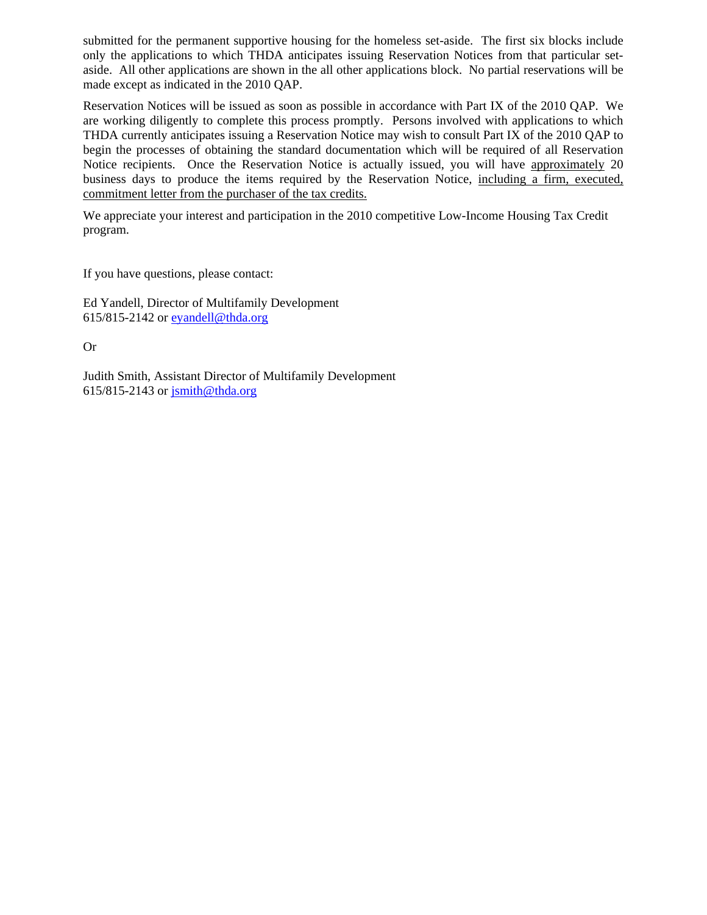submitted for the permanent supportive housing for the homeless set-aside. The first six blocks include only the applications to which THDA anticipates issuing Reservation Notices from that particular set-aside. All other applications are shown in the all other applications block. No partial reservations will be made except as indicated in the 2010 QAP.

Reservation Notices will be issued as soon as possible in accordance with Part IX of the 2010 QAP. We are working diligently to complete this process promptly. Persons involved with applications to which THDA currently anticipates issuing a Reservation Notice may wish to consult Part IX of the 2010 QAP to begin the processes of obtaining the standard documentation which will be required of all Reservation Notice recipients. Once the Reservation Notice is actually issued, you will have <u>approximately</u> 20 business days to produce the items required by the Reservation Notice, <u>including a firm, executed, commitment letter from the purchaser of the tax credits.</u>

We appreciate your interest and participation in the 2010 competitive Low-Income Housing Tax Credit program.

If you have questions, please contact:

Ed Yandell, Director of Multifamily Development
615/815-2142 or eyandell@thda.org

Or

Judith Smith, Assistant Director of Multifamily Development
615/815-2143 or jsmith@thda.org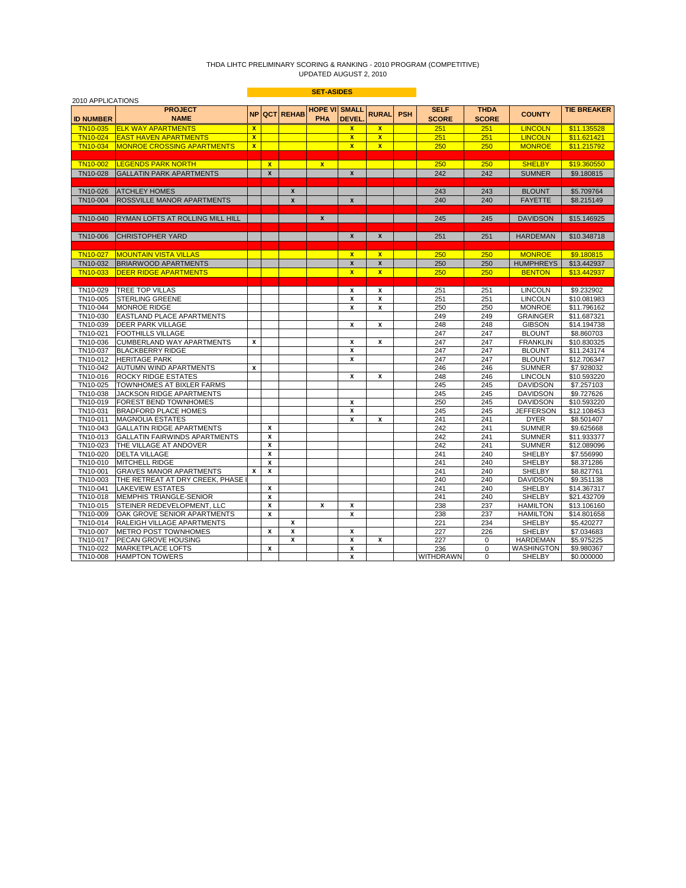THDA LIHTC PRELIMINARY SCORING & RANKING - 2010 PROGRAM (COMPETITIVE)
UPDATED AUGUST 2, 2010

2010 APPLICATIONS

| ID NUMBER | PROJECT NAME | NP | QCT | REHAB | SET-ASIDES HOPE VI PHA | SMALL DEVEL. | RURAL | PSH | SELF SCORE | THDA SCORE | COUNTY | TIE BREAKER |
|---|---|---|---|---|---|---|---|---|---|---|---|---|
| TN10-035 | ELK WAY APARTMENTS | x | | | | x | x | | 251 | 251 | LINCOLN | $11.135528 |
| TN10-024 | EAST HAVEN APARTMENTS | x | | | | x | x | | 251 | 251 | LINCOLN | $11.621421 |
| TN10-034 | MONROE CROSSING APARTMENTS | x | | | | x | x | | 250 | 250 | MONROE | $11.215792 |
| | | | | | | | | | | | | |
| TN10-002 | LEGENDS PARK NORTH | | x | | x | | | | 250 | 250 | SHELBY | $19.360550 |
| TN10-028 | GALLATIN PARK APARTMENTS | | x | | | x | | | 242 | 242 | SUMNER | $9.180815 |
| | | | | | | | | | | | | |
| TN10-026 | ATCHLEY HOMES | | | x | | | | | 243 | 243 | BLOUNT | $5.709764 |
| TN10-004 | ROSSVILLE MANOR APARTMENTS | | | x | | x | | | 240 | 240 | FAYETTE | $8.215149 |
| | | | | | | | | | | | | |
| TN10-040 | RYMAN LOFTS AT ROLLING MILL HILL | | | | x | | | | 245 | 245 | DAVIDSON | $15.146925 |
| | | | | | | | | | | | | |
| TN10-006 | CHRISTOPHER YARD | | | | | x | x | | 251 | 251 | HARDEMAN | $10.348718 |
| | | | | | | | | | | | | |
| TN10-027 | MOUNTAIN VISTA VILLAS | | | | | x | x | | 250 | 250 | MONROE | $9.180815 |
| TN10-032 | BRIARWOOD APARTMENTS | | | | | x | x | | 250 | 250 | HUMPHREYS | $13.442937 |
| TN10-033 | DEER RIDGE APARTMENTS | | | | | x | x | | 250 | 250 | BENTON | $13.442937 |
| | | | | | | | | | | | | |
| TN10-029 | TREE TOP VILLAS | | | | | x | x | | 251 | 251 | LINCOLN | $9.232902 |
| TN10-005 | STERLING GREENE | | | | | x | x | | 251 | 251 | LINCOLN | $10.081983 |
| TN10-044 | MONROE RIDGE | | | | | x | x | | 250 | 250 | MONROE | $11.796162 |
| TN10-030 | EASTLAND PLACE APARTMENTS | | | | | | | | 249 | 249 | GRAINGER | $11.687321 |
| TN10-039 | DEER PARK VILLAGE | | | | | x | x | | 248 | 248 | GIBSON | $14.194738 |
| TN10-021 | FOOTHILLS VILLAGE | | | | | | | | 247 | 247 | BLOUNT | $8.860703 |
| TN10-036 | CUMBERLAND WAY APARTMENTS | x | | | | x | x | | 247 | 247 | FRANKLIN | $10.830325 |
| TN10-037 | BLACKBERRY RIDGE | | | | | x | | | 247 | 247 | BLOUNT | $11.243174 |
| TN10-012 | HERITAGE PARK | | | | | x | | | 247 | 247 | BLOUNT | $12.706347 |
| TN10-042 | AUTUMN WIND APARTMENTS | x | | | | | | | 246 | 246 | SUMNER | $7.928032 |
| TN10-016 | ROCKY RIDGE ESTATES | | | | | x | x | | 248 | 246 | LINCOLN | $10.593220 |
| TN10-025 | TOWNHOMES AT BIXLER FARMS | | | | | | | | 245 | 245 | DAVIDSON | $7.257103 |
| TN10-038 | JACKSON RIDGE APARTMENTS | | | | | | | | 245 | 245 | DAVIDSON | $9.727626 |
| TN10-019 | FOREST BEND TOWNHOMES | | | | | x | | | 250 | 245 | DAVIDSON | $10.593220 |
| TN10-031 | BRADFORD PLACE HOMES | | | | | x | | | 245 | 245 | JEFFERSON | $12.108453 |
| TN10-011 | MAGNOLIA ESTATES | | | | | x | x | | 241 | 241 | DYER | $8.501407 |
| TN10-043 | GALLATIN RIDGE APARTMENTS | | x | | | | | | 242 | 241 | SUMNER | $9.625668 |
| TN10-013 | GALLATIN FAIRWINDS APARTMENTS | | x | | | | | | 242 | 241 | SUMNER | $11.933377 |
| TN10-023 | THE VILLAGE AT ANDOVER | | x | | | | | | 242 | 241 | SUMNER | $12.089096 |
| TN10-020 | DELTA VILLAGE | | x | | | | | | 241 | 240 | SHELBY | $7.556990 |
| TN10-010 | MITCHELL RIDGE | | x | | | | | | 241 | 240 | SHELBY | $8.371286 |
| TN10-001 | GRAVES MANOR APARTMENTS | x | x | | | | | | 241 | 240 | SHELBY | $8.827761 |
| TN10-003 | THE RETREAT AT DRY CREEK, PHASE I | | | | | | | | 240 | 240 | DAVIDSON | $9.351138 |
| TN10-041 | LAKEVIEW ESTATES | | x | | | | | | 241 | 240 | SHELBY | $14.367317 |
| TN10-018 | MEMPHIS TRIANGLE-SENIOR | | x | | | | | | 241 | 240 | SHELBY | $21.432709 |
| TN10-015 | STEINER REDEVELOPMENT, LLC | | x | | x | x | | | 238 | 237 | HAMILTON | $13.106160 |
| TN10-009 | OAK GROVE SENIOR APARTMENTS | | x | | | x | | | 238 | 237 | HAMILTON | $14.801658 |
| TN10-014 | RALEIGH VILLAGE APARTMENTS | | | x | | | | | 221 | 234 | SHELBY | $5.420277 |
| TN10-007 | METRO POST TOWNHOMES | | x | x | | x | | | 227 | 226 | SHELBY | $7.034683 |
| TN10-017 | PECAN GROVE HOUSING | | | x | | x | x | | 227 | 0 | HARDEMAN | $5.975225 |
| TN10-022 | MARKETPLACE LOFTS | | x | | | x | | | 236 | 0 | WASHINGTON | $9.980367 |
| TN10-008 | HAMPTON TOWERS | | | | | x | | | WITHDRAWN | 0 | SHELBY | $0.000000 |